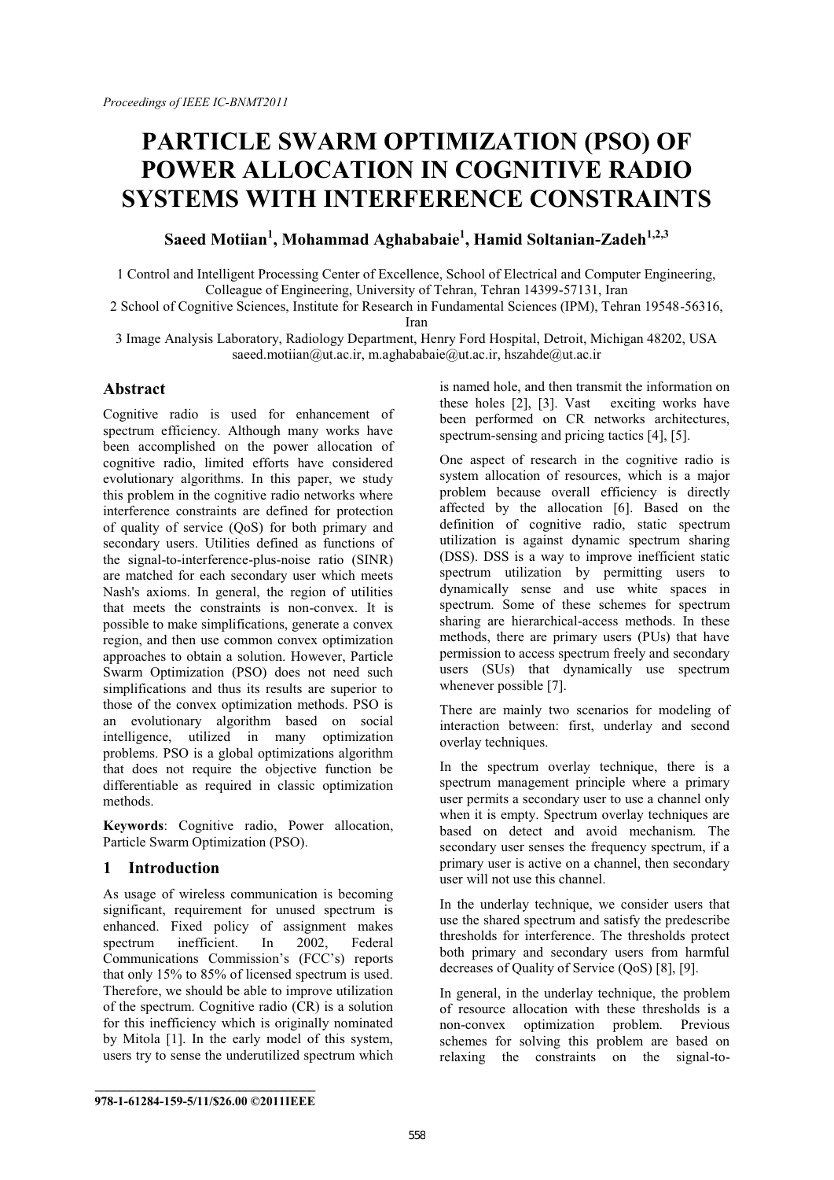*Proceedings of IEEE IC-BNMT2011*

# PARTICLE SWARM OPTIMIZATION (PSO) OF POWER ALLOCATION IN COGNITIVE RADIO SYSTEMS WITH INTERFERENCE CONSTRAINTS

**Saeed Motiian[1], Mohammad Aghababaie[1], Hamid Soltanian-Zadeh[1,2,3]**

1 Control and Intelligent Processing Center of Excellence, School of Electrical and Computer Engineering, Colleague of Engineering, University of Tehran, Tehran 14399-57131, Iran

2 School of Cognitive Sciences, Institute for Research in Fundamental Sciences (IPM), Tehran 19548-56316, Iran

3 Image Analysis Laboratory, Radiology Department, Henry Ford Hospital, Detroit, Michigan 48202, USA

saeed.motiian@ut.ac.ir, m.aghababaie@ut.ac.ir, hszahde@ut.ac.ir

## Abstract

Cognitive radio is used for enhancement of spectrum efficiency. Although many works have been accomplished on the power allocation of cognitive radio, limited efforts have considered evolutionary algorithms. In this paper, we study this problem in the cognitive radio networks where interference constraints are defined for protection of quality of service (QoS) for both primary and secondary users. Utilities defined as functions of the signal-to-interference-plus-noise ratio (SINR) are matched for each secondary user which meets Nash's axioms. In general, the region of utilities that meets the constraints is non-convex. It is possible to make simplifications, generate a convex region, and then use common convex optimization approaches to obtain a solution. However, Particle Swarm Optimization (PSO) does not need such simplifications and thus its results are superior to those of the convex optimization methods. PSO is an evolutionary algorithm based on social intelligence, utilized in many optimization problems. PSO is a global optimizations algorithm that does not require the objective function be differentiable as required in classic optimization methods.

**Keywords**: Cognitive radio, Power allocation, Particle Swarm Optimization (PSO).

## 1 Introduction

As usage of wireless communication is becoming significant, requirement for unused spectrum is enhanced. Fixed policy of assignment makes spectrum inefficient. In 2002, Federal Communications Commission's (FCC's) reports that only 15% to 85% of licensed spectrum is used. Therefore, we should be able to improve utilization of the spectrum. Cognitive radio (CR) is a solution for this inefficiency which is originally nominated by Mitola [1]. In the early model of this system, users try to sense the underutilized spectrum which is named hole, and then transmit the information on these holes [2], [3]. Vast exciting works have been performed on CR networks architectures, spectrum-sensing and pricing tactics [4], [5].

One aspect of research in the cognitive radio is system allocation of resources, which is a major problem because overall efficiency is directly affected by the allocation [6]. Based on the definition of cognitive radio, static spectrum utilization is against dynamic spectrum sharing (DSS). DSS is a way to improve inefficient static spectrum utilization by permitting users to dynamically sense and use white spaces in spectrum. Some of these schemes for spectrum sharing are hierarchical-access methods. In these methods, there are primary users (PUs) that have permission to access spectrum freely and secondary users (SUs) that dynamically use spectrum whenever possible [7].

There are mainly two scenarios for modeling of interaction between: first, underlay and second overlay techniques.

In the spectrum overlay technique, there is a spectrum management principle where a primary user permits a secondary user to use a channel only when it is empty. Spectrum overlay techniques are based on detect and avoid mechanism. The secondary user senses the frequency spectrum, if a primary user is active on a channel, then secondary user will not use this channel.

In the underlay technique, we consider users that use the shared spectrum and satisfy the predescribe thresholds for interference. The thresholds protect both primary and secondary users from harmful decreases of Quality of Service (QoS) [8], [9].

In general, in the underlay technique, the problem of resource allocation with these thresholds is a non-convex optimization problem. Previous schemes for solving this problem are based on relaxing the constraints on the signal-to-

**978-1-61284-159-5/11/$26.00 ©2011IEEE**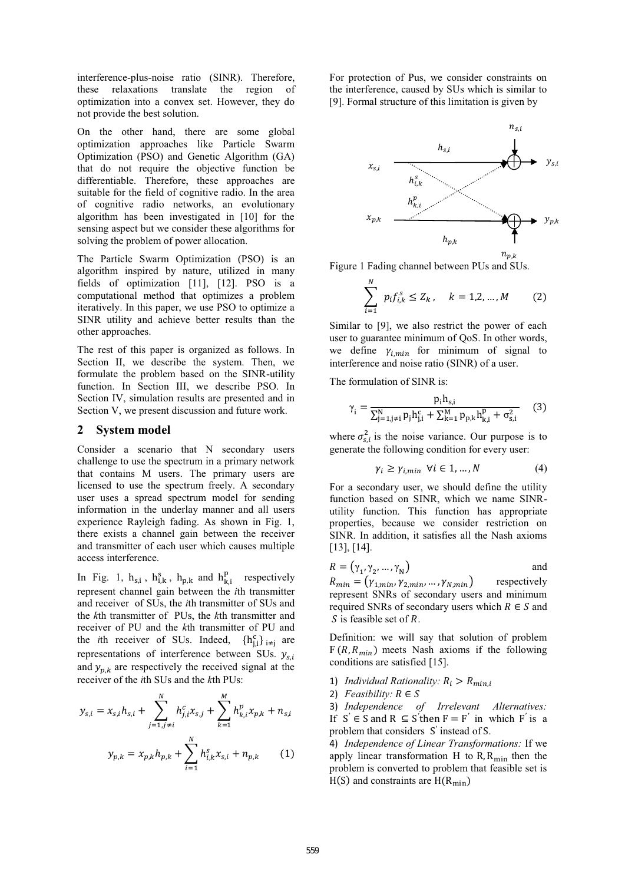interference-plus-noise ratio (SINR). Therefore, these relaxations translate the region of optimization into a convex set. However, they do not provide the best solution.

On the other hand, there are some global optimization approaches like Particle Swarm Optimization (PSO) and Genetic Algorithm (GA) that do not require the objective function be differentiable. Therefore, these approaches are suitable for the field of cognitive radio. In the area of cognitive radio networks, an evolutionary algorithm has been investigated in [10] for the sensing aspect but we consider these algorithms for solving the problem of power allocation.

The Particle Swarm Optimization (PSO) is an algorithm inspired by nature, utilized in many fields of optimization [11], [12]. PSO is a computational method that optimizes a problem iteratively. In this paper, we use PSO to optimize a SINR utility and achieve better results than the other approaches.

The rest of this paper is organized as follows. In Section II, we describe the system. Then, we formulate the problem based on the SINR-utility function. In Section III, we describe PSO. In Section IV, simulation results are presented and in Section V, we present discussion and future work.

## 2 System model

Consider a scenario that N secondary users challenge to use the spectrum in a primary network that contains M users. The primary users are licensed to use the spectrum freely. A secondary user uses a spread spectrum model for sending information in the underlay manner and all users experience Rayleigh fading. As shown in Fig. 1, there exists a channel gain between the receiver and transmitter of each user which causes multiple access interference.

In Fig. 1, $h_{s,i}$, $h^{s}_{i,k}$, $h_{p,k}$ and $h^{p}_{k,i}$ respectively represent channel gain between the *i*th transmitter and receiver of SUs, the *i*th transmitter of SUs and the *k*th transmitter of PUs, the *k*th transmitter and receiver of PU and the *k*th transmitter of PU and the *i*th receiver of SUs. Indeed, $\{h^{c}_{j,i}\}_{i\neq j}$ are representations of interference between SUs. $y_{s,i}$ and $y_{p,k}$ are respectively the received signal at the receiver of the *i*th SUs and the *k*th PUs:

$$y_{s,i} = x_{s,i}h_{s,i} + \sum_{j=1,j\neq i}^{N} h^{c}_{j,i}x_{s,j} + \sum_{k=1}^{M} h^{p}_{k,i}x_{p,k} + n_{s,i}$$

$$y_{p,k} = x_{p,k}h_{p,k} + \sum_{i=1}^{N} h^{s}_{i,k}x_{s,i} + n_{p,k} \qquad (1)$$

For protection of Pus, we consider constraints on the interference, caused by SUs which is similar to [9]. Formal structure of this limitation is given by

Figure 1 Fading channel between PUs and SUs.

$$\sum_{i=1}^{N} p_i f^{s}_{i,k} \leq Z_k\,, \quad k = 1,2,\ldots,M \qquad (2)$$

Similar to [9], we also restrict the power of each user to guarantee minimum of QoS. In other words, we define $\gamma_{i,min}$ for minimum of signal to interference and noise ratio (SINR) of a user.

The formulation of SINR is:

$$\gamma_i = \frac{p_i h_{s,i}}{\sum_{j=1,j\neq i}^{N} p_j h^{c}_{j,i} + \sum_{k=1}^{M} p_{p,k} h^{p}_{k,i} + \sigma^2_{s,i}} \qquad (3)$$

where $\sigma^2_{s,i}$ is the noise variance. Our purpose is to generate the following condition for every user:

$$\gamma_i \geq \gamma_{i,min} \quad \forall i \in 1,\ldots,N \qquad (4)$$

For a secondary user, we should define the utility function based on SINR, which we name SINR-utility function. This function has appropriate properties, because we consider restriction on SINR. In addition, it satisfies all the Nash axioms [13], [14].

$R = (\gamma_1, \gamma_2, \ldots, \gamma_N)$ and $R_{min} = (\gamma_{1,min}, \gamma_{2,min}, \ldots, \gamma_{N,min})$ respectively represent SNRs of secondary users and minimum required SNRs of secondary users which $R \in S$ and $S$ is feasible set of $R$.

Definition: we will say that solution of problem $F(R, R_{min})$ meets Nash axioms if the following conditions are satisfied [15].

1) *Individual Rationality:* $R_i > R_{min,i}$
2) *Feasibility:* $R \in S$
3) *Independence of Irrelevant Alternatives:* If $S' \in S$ and $R \subseteq S'$ then $F = F'$ in which $F'$ is a problem that considers $S'$ instead of $S$.
4) *Independence of Linear Transformations:* If we apply linear transformation H to $R, R_{min}$ then the problem is converted to problem that feasible set is $H(S)$ and constraints are $H(R_{min})$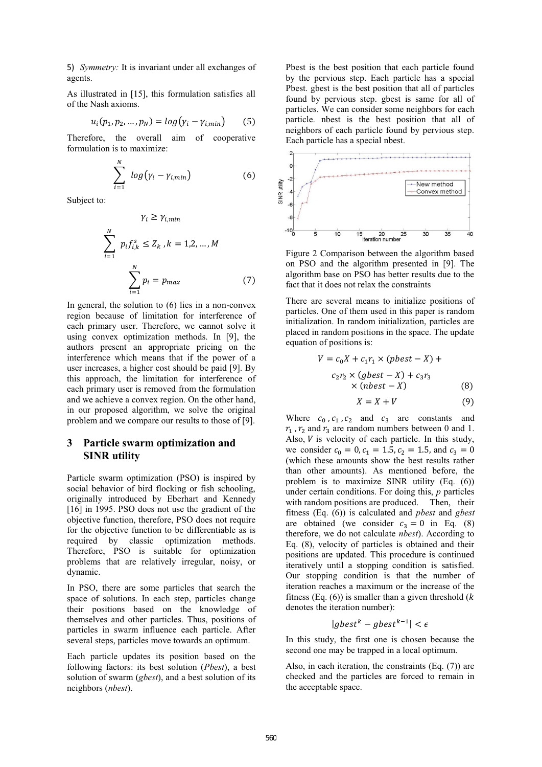5) *Symmetry:* It is invariant under all exchanges of agents.

As illustrated in [15], this formulation satisfies all of the Nash axioms.

$$u_i(p_1, p_2, \dots, p_N) = log(\gamma_i - \gamma_{i,min}) \quad (5)$$

Therefore, the overall aim of cooperative formulation is to maximize:

$$\sum_{i=1}^{N} log(\gamma_i - \gamma_{i,min}) \quad (6)$$

Subject to:

$$\gamma_i \geq \gamma_{i,min}$$

$$\sum_{i=1}^{N} p_i f_{i,k}^s \leq Z_k, k = 1,2, \dots, M$$

$$\sum_{i=1}^{N} p_i = p_{max} \quad (7)$$

In general, the solution to (6) lies in a non-convex region because of limitation for interference of each primary user. Therefore, we cannot solve it using convex optimization methods. In [9], the authors present an appropriate pricing on the interference which means that if the power of a user increases, a higher cost should be paid [9]. By this approach, the limitation for interference of each primary user is removed from the formulation and we achieve a convex region. On the other hand, in our proposed algorithm, we solve the original problem and we compare our results to those of [9].

## 3 Particle swarm optimization and SINR utility

Particle swarm optimization (PSO) is inspired by social behavior of bird flocking or fish schooling, originally introduced by Eberhart and Kennedy [16] in 1995. PSO does not use the gradient of the objective function, therefore, PSO does not require for the objective function to be differentiable as is required by classic optimization methods. Therefore, PSO is suitable for optimization problems that are relatively irregular, noisy, or dynamic.

In PSO, there are some particles that search the space of solutions. In each step, particles change their positions based on the knowledge of themselves and other particles. Thus, positions of particles in swarm influence each particle. After several steps, particles move towards an optimum.

Each particle updates its position based on the following factors: its best solution (*Pbest*), a best solution of swarm (*gbest*), and a best solution of its neighbors (*nbest*).

Pbest is the best position that each particle found by the pervious step. Each particle has a special Pbest. gbest is the best position that all of particles found by pervious step. gbest is same for all of particles. We can consider some neighbors for each particle. nbest is the best position that all of neighbors of each particle found by pervious step. Each particle has a special nbest.

Figure 2 Comparison between the algorithm based on PSO and the algorithm presented in [9]. The algorithm base on PSO has better results due to the fact that it does not relax the constraints

There are several means to initialize positions of particles. One of them used in this paper is random initialization. In random initialization, particles are placed in random positions in the space. The update equation of positions is:

$$V = c_0 X + c_1 r_1 \times (pbest - X) + c_2 r_2 \times (gbest - X) + c_3 r_3 \times (nbest - X) \quad (8)$$

$$X = X + V \quad (9)$$

Where $c_0$, $c_1$, $c_2$ and $c_3$ are constants and $r_1$, $r_2$ and $r_3$ are random numbers between 0 and 1. Also, $V$ is velocity of each particle. In this study, we consider $c_0 = 0, c_1 = 1.5, c_2 = 1.5$, and $c_3 = 0$ (which these amounts show the best results rather than other amounts). As mentioned before, the problem is to maximize SINR utility (Eq. (6)) under certain conditions. For doing this, *p* particles with random positions are produced. Then, their fitness (Eq. (6)) is calculated and *pbest* and *gbest* are obtained (we consider $c_3 = 0$ in Eq. (8) therefore, we do not calculate *nbest*). According to Eq. (8), velocity of particles is obtained and their positions are updated. This procedure is continued iteratively until a stopping condition is satisfied. Our stopping condition is that the number of iteration reaches a maximum or the increase of the fitness (Eq. (6)) is smaller than a given threshold ($k$ denotes the iteration number):

$$|gbest^k - gbest^{k-1}| < \epsilon$$

In this study, the first one is chosen because the second one may be trapped in a local optimum.

Also, in each iteration, the constraints (Eq. (7)) are checked and the particles are forced to remain in the acceptable space.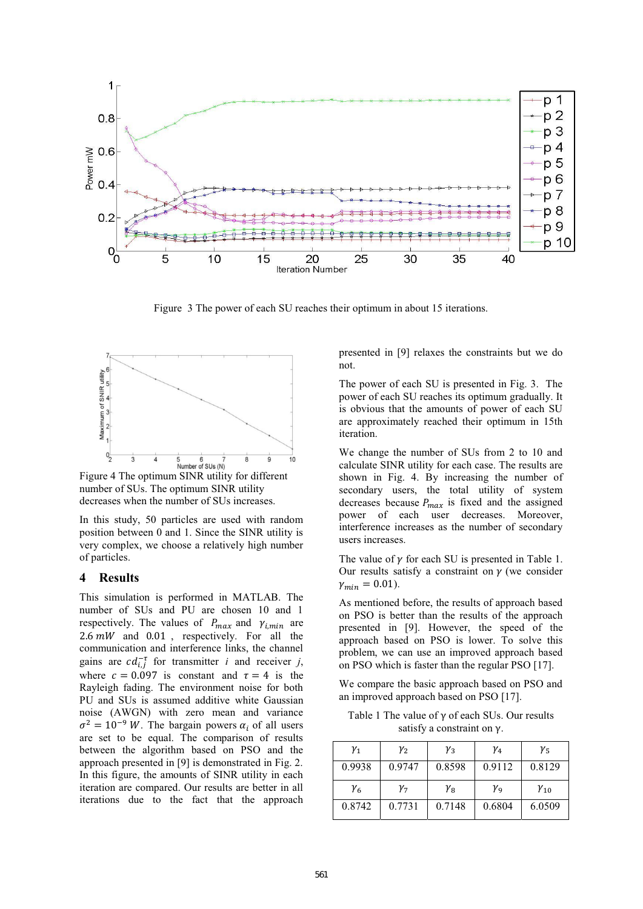Figure 3 The power of each SU reaches their optimum in about 15 iterations.

Figure 4 The optimum SINR utility for different number of SUs. The optimum SINR utility decreases when the number of SUs increases.

In this study, 50 particles are used with random position between 0 and 1. Since the SINR utility is very complex, we choose a relatively high number of particles.

## 4 Results

This simulation is performed in MATLAB. The number of SUs and PU are chosen 10 and 1 respectively. The values of $P_{max}$ and $\gamma_{i,min}$ are $2.6\,mW$ and $0.01$, respectively. For all the communication and interference links, the channel gains are $cd_{i,j}^{-\tau}$ for transmitter $i$ and receiver $j$, where $c = 0.097$ is constant and $\tau = 4$ is the Rayleigh fading. The environment noise for both PU and SUs is assumed additive white Gaussian noise (AWGN) with zero mean and variance $\sigma^2 = 10^{-9}\,W$. The bargain powers $\alpha_i$ of all users are set to be equal. The comparison of results between the algorithm based on PSO and the approach presented in [9] is demonstrated in Fig. 2. In this figure, the amounts of SINR utility in each iteration are compared. Our results are better in all iterations due to the fact that the approach presented in [9] relaxes the constraints but we do not.

The power of each SU is presented in Fig. 3. The power of each SU reaches its optimum gradually. It is obvious that the amounts of power of each SU are approximately reached their optimum in 15th iteration.

We change the number of SUs from 2 to 10 and calculate SINR utility for each case. The results are shown in Fig. 4. By increasing the number of secondary users, the total utility of system decreases because $P_{max}$ is fixed and the assigned power of each user decreases. Moreover, interference increases as the number of secondary users increases.

The value of $\gamma$ for each SU is presented in Table 1. Our results satisfy a constraint on $\gamma$ (we consider $\gamma_{min} = 0.01$).

As mentioned before, the results of approach based on PSO is better than the results of the approach presented in [9]. However, the speed of the approach based on PSO is lower. To solve this problem, we can use an improved approach based on PSO which is faster than the regular PSO [17].

We compare the basic approach based on PSO and an improved approach based on PSO [17].

Table 1 The value of $\gamma$ of each SUs. Our results satisfy a constraint on $\gamma$.

| $\gamma_1$ | $\gamma_2$ | $\gamma_3$ | $\gamma_4$ | $\gamma_5$ |
|---|---|---|---|---|
| 0.9938 | 0.9747 | 0.8598 | 0.9112 | 0.8129 |
| $\gamma_6$ | $\gamma_7$ | $\gamma_8$ | $\gamma_9$ | $\gamma_{10}$ |
| 0.8742 | 0.7731 | 0.7148 | 0.6804 | 6.0509 |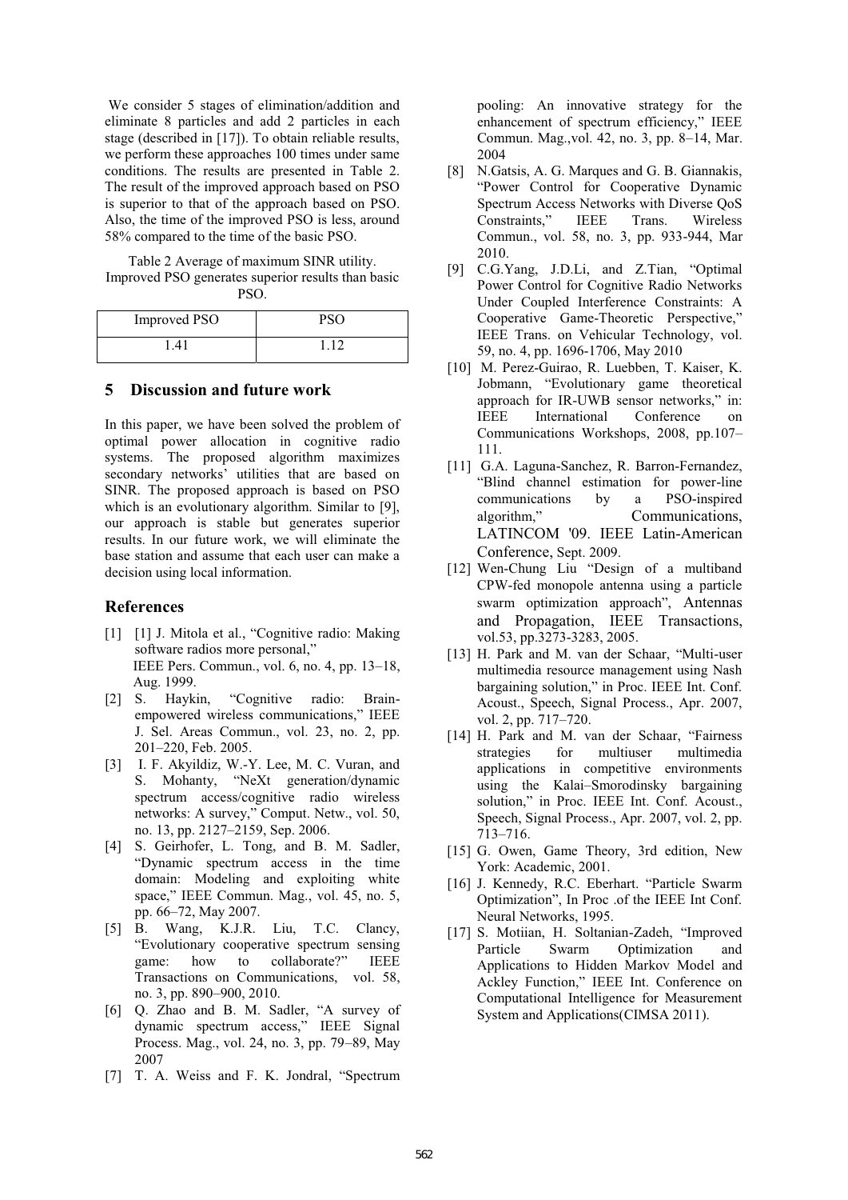We consider 5 stages of elimination/addition and eliminate 8 particles and add 2 particles in each stage (described in [17]). To obtain reliable results, we perform these approaches 100 times under same conditions. The results are presented in Table 2. The result of the improved approach based on PSO is superior to that of the approach based on PSO. Also, the time of the improved PSO is less, around 58% compared to the time of the basic PSO.

Table 2 Average of maximum SINR utility. Improved PSO generates superior results than basic PSO.

| Improved PSO | PSO |
|---|---|
| 1.41 | 1.12 |

## 5 Discussion and future work

In this paper, we have been solved the problem of optimal power allocation in cognitive radio systems. The proposed algorithm maximizes secondary networks' utilities that are based on SINR. The proposed approach is based on PSO which is an evolutionary algorithm. Similar to [9], our approach is stable but generates superior results. In our future work, we will eliminate the base station and assume that each user can make a decision using local information.

## References

[1] [1] J. Mitola et al., "Cognitive radio: Making software radios more personal," IEEE Pers. Commun., vol. 6, no. 4, pp. 13–18, Aug. 1999.

[2] S. Haykin, "Cognitive radio: Brain-empowered wireless communications," IEEE J. Sel. Areas Commun., vol. 23, no. 2, pp. 201–220, Feb. 2005.

[3] I. F. Akyildiz, W.-Y. Lee, M. C. Vuran, and S. Mohanty, "NeXt generation/dynamic spectrum access/cognitive radio wireless networks: A survey," Comput. Netw., vol. 50, no. 13, pp. 2127–2159, Sep. 2006.

[4] S. Geirhofer, L. Tong, and B. M. Sadler, "Dynamic spectrum access in the time domain: Modeling and exploiting white space," IEEE Commun. Mag., vol. 45, no. 5, pp. 66–72, May 2007.

[5] B. Wang, K.J.R. Liu, T.C. Clancy, "Evolutionary cooperative spectrum sensing game: how to collaborate?" IEEE Transactions on Communications, vol. 58, no. 3, pp. 890–900, 2010.

[6] Q. Zhao and B. M. Sadler, "A survey of dynamic spectrum access," IEEE Signal Process. Mag., vol. 24, no. 3, pp. 79–89, May 2007

[7] T. A. Weiss and F. K. Jondral, "Spectrum pooling: An innovative strategy for the enhancement of spectrum efficiency," IEEE Commun. Mag.,vol. 42, no. 3, pp. 8–14, Mar. 2004

[8] N.Gatsis, A. G. Marques and G. B. Giannakis, "Power Control for Cooperative Dynamic Spectrum Access Networks with Diverse QoS Constraints," IEEE Trans. Wireless Commun., vol. 58, no. 3, pp. 933-944, Mar 2010.

[9] C.G.Yang, J.D.Li, and Z.Tian, "Optimal Power Control for Cognitive Radio Networks Under Coupled Interference Constraints: A Cooperative Game-Theoretic Perspective," IEEE Trans. on Vehicular Technology, vol. 59, no. 4, pp. 1696-1706, May 2010

[10] M. Perez-Guirao, R. Luebben, T. Kaiser, K. Jobmann, "Evolutionary game theoretical approach for IR-UWB sensor networks," in: IEEE International Conference on Communications Workshops, 2008, pp.107–111.

[11] G.A. Laguna-Sanchez, R. Barron-Fernandez, "Blind channel estimation for power-line communications by a PSO-inspired algorithm," Communications, LATINCOM '09. IEEE Latin-American Conference, Sept. 2009.

[12] Wen-Chung Liu "Design of a multiband CPW-fed monopole antenna using a particle swarm optimization approach", Antennas and Propagation, IEEE Transactions, vol.53, pp.3273-3283, 2005.

[13] H. Park and M. van der Schaar, "Multi-user multimedia resource management using Nash bargaining solution," in Proc. IEEE Int. Conf. Acoust., Speech, Signal Process., Apr. 2007, vol. 2, pp. 717–720.

[14] H. Park and M. van der Schaar, "Fairness strategies for multiuser multimedia applications in competitive environments using the Kalai–Smorodinsky bargaining solution," in Proc. IEEE Int. Conf. Acoust., Speech, Signal Process., Apr. 2007, vol. 2, pp. 713–716.

[15] G. Owen, Game Theory, 3rd edition, New York: Academic, 2001.

[16] J. Kennedy, R.C. Eberhart. "Particle Swarm Optimization", In Proc .of the IEEE Int Conf. Neural Networks, 1995.

[17] S. Motiian, H. Soltanian-Zadeh, "Improved Particle Swarm Optimization and Applications to Hidden Markov Model and Ackley Function," IEEE Int. Conference on Computational Intelligence for Measurement System and Applications(CIMSA 2011).